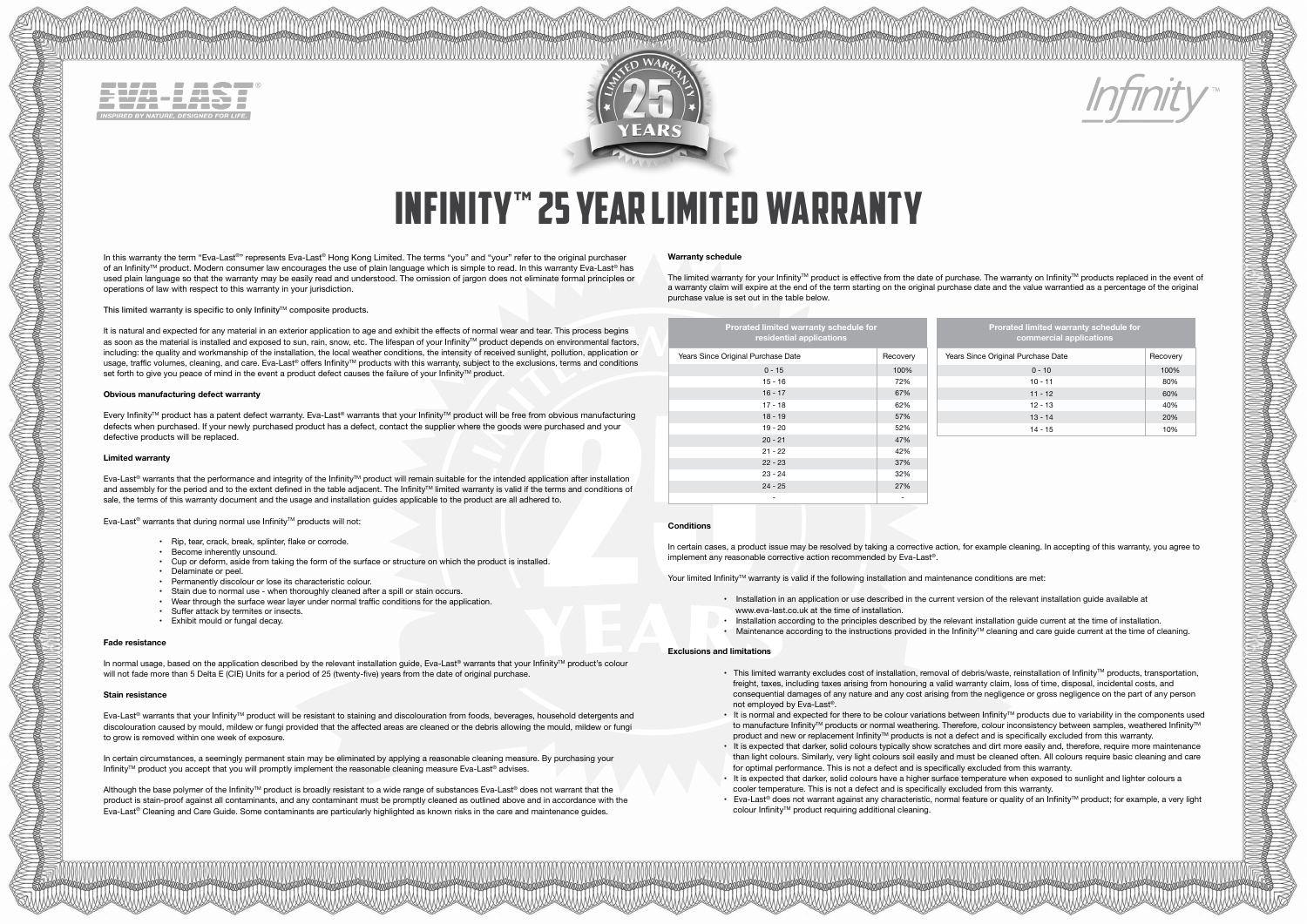EVA-LAST®

INSPIRED BY NATURE, DESIGNED FOR LIFE.

LIMITED WARRANTY 25 YEARS

Infinity™

# INFINITY™ 25 YEAR LIMITED WARRANTY

In this warranty the term "Eva-Last®" represents Eva-Last® Hong Kong Limited. The terms "you" and "your" refer to the original purchaser of an Infinity™ product. Modern consumer law encourages the use of plain language which is simple to read. In this warranty Eva-Last® has used plain language so that the warranty may be easily read and understood. The omission of jargon does not eliminate formal principles or operations of law with respect to this warranty in your jurisdiction.

This limited warranty is specific to only Infinity™ composite products.

It is natural and expected for any material in an exterior application to age and exhibit the effects of normal wear and tear. This process begins as soon as the material is installed and exposed to sun, rain, snow, etc. The lifespan of your Infinity™ product depends on environmental factors, including: the quality and workmanship of the installation, the local weather conditions, the intensity of received sunlight, pollution, application or usage, traffic volumes, cleaning, and care. Eva-Last® offers Infinity™ products with this warranty, subject to the exclusions, terms and conditions set forth to give you peace of mind in the event a product defect causes the failure of your Infinity™ product.

**Obvious manufacturing defect warranty**

Every Infinity™ product has a patent defect warranty. Eva-Last® warrants that your Infinity™ product will be free from obvious manufacturing defects when purchased. If your newly purchased product has a defect, contact the supplier where the goods were purchased and your defective products will be replaced.

**Limited warranty**

Eva-Last® warrants that the performance and integrity of the Infinity™ product will remain suitable for the intended application after installation and assembly for the period and to the extent defined in the table adjacent. The Infinity™ limited warranty is valid if the terms and conditions of sale, the terms of this warranty document and the usage and installation guides applicable to the product are all adhered to.

Eva-Last® warrants that during normal use Infinity™ products will not:

- Rip, tear, crack, break, splinter, flake or corrode.
- Become inherently unsound.
- Cup or deform, aside from taking the form of the surface or structure on which the product is installed.
- Delaminate or peel.
- Permanently discolour or lose its characteristic colour.
- Stain due to normal use - when thoroughly cleaned after a spill or stain occurs.
- Wear through the surface wear layer under normal traffic conditions for the application.
- Suffer attack by termites or insects.
- Exhibit mould or fungal decay.

**Fade resistance**

In normal usage, based on the application described by the relevant installation guide, Eva-Last® warrants that your Infinity™ product's colour will not fade more than 5 Delta E (CIE) Units for a period of 25 (twenty-five) years from the date of original purchase.

**Stain resistance**

Eva-Last® warrants that your Infinity™ product will be resistant to staining and discolouration from foods, beverages, household detergents and discolouration caused by mould, mildew or fungi provided that the affected areas are cleaned or the debris allowing the mould, mildew or fungi to grow is removed within one week of exposure.

In certain circumstances, a seemingly permanent stain may be eliminated by applying a reasonable cleaning measure. By purchasing your Infinity™ product you accept that you will promptly implement the reasonable cleaning measure Eva-Last® advises.

Although the base polymer of the Infinity™ product is broadly resistant to a wide range of substances Eva-Last® does not warrant that the product is stain-proof against all contaminants, and any contaminant must be promptly cleaned as outlined above and in accordance with the Eva-Last® Cleaning and Care Guide. Some contaminants are particularly highlighted as known risks in the care and maintenance guides.

**Warranty schedule**

The limited warranty for your Infinity™ product is effective from the date of purchase. The warranty on Infinity™ products replaced in the event of a warranty claim will expire at the end of the term starting on the original purchase date and the value warrantied as a percentage of the original purchase value is set out in the table below.

| Prorated limited warranty schedule for residential applications | |
|---|---|
| Years Since Original Purchase Date | Recovery |
| 0 - 15 | 100% |
| 15 - 16 | 72% |
| 16 - 17 | 67% |
| 17 - 18 | 62% |
| 18 - 19 | 57% |
| 19 - 20 | 52% |
| 20 - 21 | 47% |
| 21 - 22 | 42% |
| 22 - 23 | 37% |
| 23 - 24 | 32% |
| 24 - 25 | 27% |
| - | - |

| Prorated limited warranty schedule for commercial applications | |
|---|---|
| Years Since Original Purchase Date | Recovery |
| 0 - 10 | 100% |
| 10 - 11 | 80% |
| 11 - 12 | 60% |
| 12 - 13 | 40% |
| 13 - 14 | 20% |
| 14 - 15 | 10% |

**Conditions**

In certain cases, a product issue may be resolved by taking a corrective action, for example cleaning. In accepting of this warranty, you agree to implement any reasonable corrective action recommended by Eva-Last®.

Your limited Infinity™ warranty is valid if the following installation and maintenance conditions are met:

- Installation in an application or use described in the current version of the relevant installation guide available at www.eva-last.co.uk at the time of installation.
- Installation according to the principles described by the relevant installation guide current at the time of installation.
- Maintenance according to the instructions provided in the Infinity™ cleaning and care guide current at the time of cleaning.

**Exclusions and limitations**

- This limited warranty excludes cost of installation, removal of debris/waste, reinstallation of Infinity™ products, transportation, freight, taxes, including taxes arising from honouring a valid warranty claim, loss of time, disposal, incidental costs, and consequential damages of any nature and any cost arising from the negligence or gross negligence on the part of any person not employed by Eva-Last®.
- It is normal and expected for there to be colour variations between Infinity™ products due to variability in the components used to manufacture Infinity™ products or normal weathering. Therefore, colour inconsistency between samples, weathered Infinity™ product and new or replacement Infinity™ products is not a defect and is specifically excluded from this warranty.
- It is expected that darker, solid colours typically show scratches and dirt more easily and, therefore, require more maintenance than light colours. Similarly, very light colours soil easily and must be cleaned often. All colours require basic cleaning and care for optimal performance. This is not a defect and is specifically excluded from this warranty.
- It is expected that darker, solid colours have a higher surface temperature when exposed to sunlight and lighter colours a cooler temperature. This is not a defect and is specifically excluded from this warranty.
- Eva-Last® does not warrant against any characteristic, normal feature or quality of an Infinity™ product; for example, a very light colour Infinity™ product requiring additional cleaning.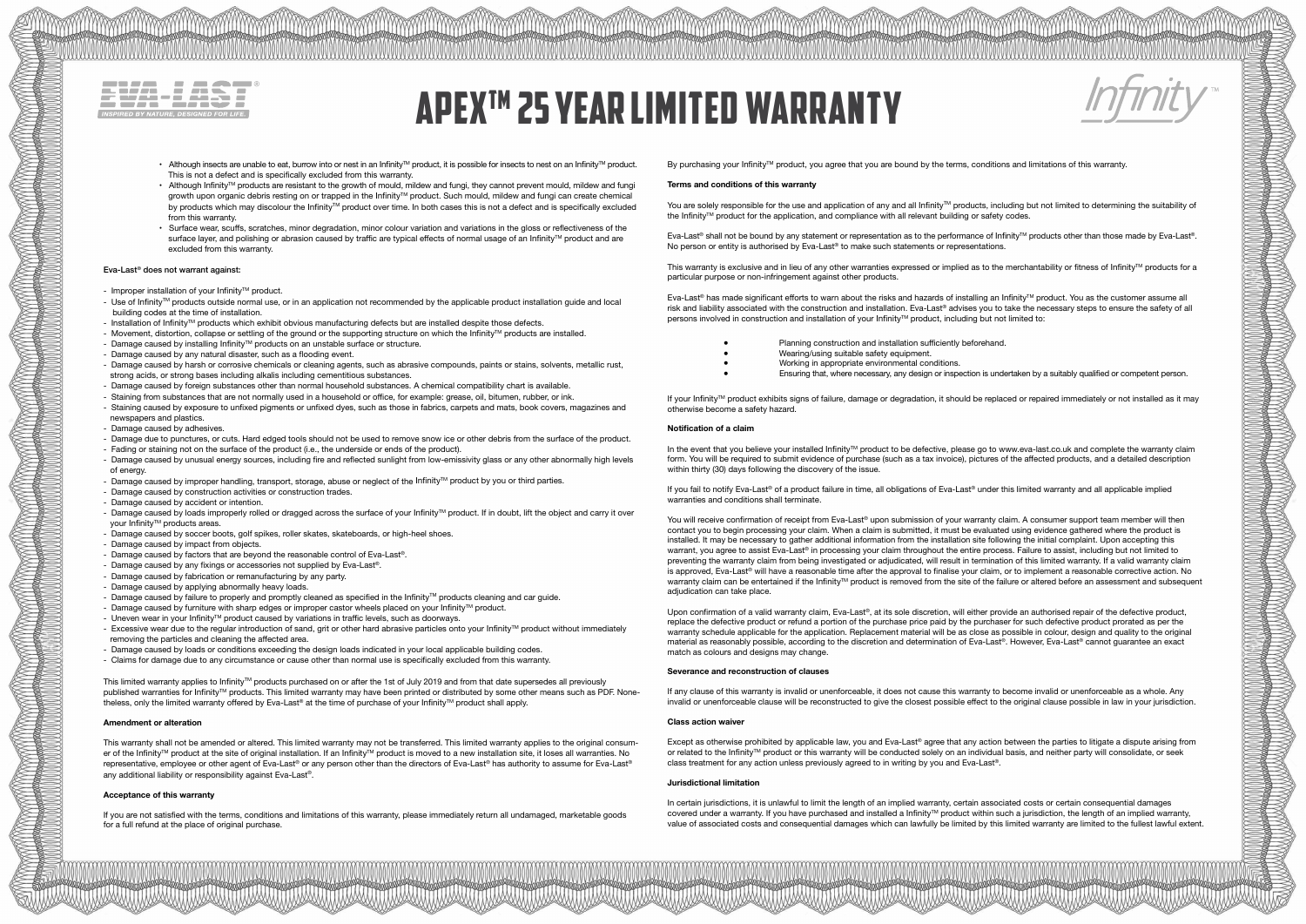# APEX™ 25 YEAR LIMITED WARRANTY

- Although insects are unable to eat, burrow into or nest in an Infinity™ product, it is possible for insects to nest on an Infinity™ product. This is not a defect and is specifically excluded from this warranty.
- Although Infinity™ products are resistant to the growth of mould, mildew and fungi, they cannot prevent mould, mildew and fungi growth upon organic debris resting on or trapped in the Infinity™ product. Such mould, mildew and fungi can create chemical by products which may discolour the Infinity™ product over time. In both cases this is not a defect and is specifically excluded from this warranty.
- Surface wear, scuffs, scratches, minor degradation, minor colour variation and variations in the gloss or reflectiveness of the surface layer, and polishing or abrasion caused by traffic are typical effects of normal usage of an Infinity™ product and are excluded from this warranty.

**Eva-Last® does not warrant against:**

- Improper installation of your Infinity™ product.
- Use of Infinity™ products outside normal use, or in an application not recommended by the applicable product installation guide and local building codes at the time of installation.
- Installation of Infinity™ products which exhibit obvious manufacturing defects but are installed despite those defects.
- Movement, distortion, collapse or settling of the ground or the supporting structure on which the Infinity™ products are installed.
- Damage caused by installing Infinity™ products on an unstable surface or structure.
- Damage caused by any natural disaster, such as a flooding event.
- Damage caused by harsh or corrosive chemicals or cleaning agents, such as abrasive compounds, paints or stains, solvents, metallic rust, strong acids, or strong bases including alkalis including cementitious substances.
- Damage caused by foreign substances other than normal household substances. A chemical compatibility chart is available.
- Staining from substances that are not normally used in a household or office, for example: grease, oil, bitumen, rubber, or ink.
- Staining caused by exposure to unfixed pigments or unfixed dyes, such as those in fabrics, carpets and mats, book covers, magazines and newspapers and plastics.
- Damage caused by adhesives.
- Damage due to punctures, or cuts. Hard edged tools should not be used to remove snow ice or other debris from the surface of the product.
- Fading or staining not on the surface of the product (i.e., the underside or ends of the product).
- Damage caused by unusual energy sources, including fire and reflected sunlight from low-emissivity glass or any other abnormally high levels of energy.
- Damage caused by improper handling, transport, storage, abuse or neglect of the Infinity™ product by you or third parties.
- Damage caused by construction activities or construction trades.
- Damage caused by accident or intention.
- Damage caused by loads improperly rolled or dragged across the surface of your Infinity™ product. If in doubt, lift the object and carry it over your Infinity™ products areas.
- Damage caused by soccer boots, golf spikes, roller skates, skateboards, or high-heel shoes.
- Damage caused by impact from objects.
- Damage caused by factors that are beyond the reasonable control of Eva-Last®.
- Damage caused by any fixings or accessories not supplied by Eva-Last®.
- Damage caused by fabrication or remanufacturing by any party.
- Damage caused by applying abnormally heavy loads.
- Damage caused by failure to properly and promptly cleaned as specified in the Infinity™ products cleaning and car guide.
- Damage caused by furniture with sharp edges or improper castor wheels placed on your Infinity™ product.
- Uneven wear in your Infinity™ product caused by variations in traffic levels, such as doorways.
- Excessive wear due to the regular introduction of sand, grit or other hard abrasive particles onto your Infinity™ product without immediately removing the particles and cleaning the affected area.
- Damage caused by loads or conditions exceeding the design loads indicated in your local applicable building codes.
- Claims for damage due to any circumstance or cause other than normal use is specifically excluded from this warranty.

This limited warranty applies to Infinity™ products purchased on or after the 1st of July 2019 and from that date supersedes all previously published warranties for Infinity™ products. This limited warranty may have been printed or distributed by some other means such as PDF. None-theless, only the limited warranty offered by Eva-Last® at the time of purchase of your Infinity™ product shall apply.

**Amendment or alteration**

This warranty shall not be amended or altered. This limited warranty may not be transferred. This limited warranty applies to the original consumer of the Infinity™ product at the site of original installation. If an Infinity™ product is moved to a new installation site, it loses all warranties. No representative, employee or other agent of Eva-Last® or any person other than the directors of Eva-Last® has authority to assume for Eva-Last® any additional liability or responsibility against Eva-Last®.

**Acceptance of this warranty**

If you are not satisfied with the terms, conditions and limitations of this warranty, please immediately return all undamaged, marketable goods for a full refund at the place of original purchase.

By purchasing your Infinity™ product, you agree that you are bound by the terms, conditions and limitations of this warranty.

**Terms and conditions of this warranty**

You are solely responsible for the use and application of any and all Infinity™ products, including but not limited to determining the suitability of the Infinity™ product for the application, and compliance with all relevant building or safety codes.

Eva-Last® shall not be bound by any statement or representation as to the performance of Infinity™ products other than those made by Eva-Last®. No person or entity is authorised by Eva-Last® to make such statements or representations.

This warranty is exclusive and in lieu of any other warranties expressed or implied as to the merchantability or fitness of Infinity™ products for a particular purpose or non-infringement against other products.

Eva-Last® has made significant efforts to warn about the risks and hazards of installing an Infinity™ product. You as the customer assume all risk and liability associated with the construction and installation. Eva-Last® advises you to take the necessary steps to ensure the safety of all persons involved in construction and installation of your Infinity™ product, including but not limited to:

- Planning construction and installation sufficiently beforehand.
- Wearing/using suitable safety equipment.
- Working in appropriate environmental conditions.
- Ensuring that, where necessary, any design or inspection is undertaken by a suitably qualified or competent person.

If your Infinity™ product exhibits signs of failure, damage or degradation, it should be replaced or repaired immediately or not installed as it may otherwise become a safety hazard.

**Notification of a claim**

In the event that you believe your installed Infinity™ product to be defective, please go to www.eva-last.co.uk and complete the warranty claim form. You will be required to submit evidence of purchase (such as a tax invoice), pictures of the affected products, and a detailed description within thirty (30) days following the discovery of the issue.

If you fail to notify Eva-Last® of a product failure in time, all obligations of Eva-Last® under this limited warranty and all applicable implied warranties and conditions shall terminate.

You will receive confirmation of receipt from Eva-Last® upon submission of your warranty claim. A consumer support team member will then contact you to begin processing your claim. When a claim is submitted, it must be evaluated using evidence gathered where the product is installed. It may be necessary to gather additional information from the installation site following the initial complaint. Upon accepting this warrant, you agree to assist Eva-Last® in processing your claim throughout the entire process. Failure to assist, including but not limited to preventing the warranty claim from being investigated or adjudicated, will result in termination of this limited warranty. If a valid warranty claim is approved, Eva-Last® will have a reasonable time after the approval to finalise your claim, or to implement a reasonable corrective action. No warranty claim can be entertained if the Infinity™ product is removed from the site of the failure or altered before an assessment and subsequent adjudication can take place.

Upon confirmation of a valid warranty claim, Eva-Last®, at its sole discretion, will either provide an authorised repair of the defective product, replace the defective product or refund a portion of the purchase price paid by the purchaser for such defective product prorated as per the warranty schedule applicable for the application. Replacement material will be as close as possible in colour, design and quality to the original material as reasonably possible, according to the discretion and determination of Eva-Last®. However, Eva-Last® cannot guarantee an exact match as colours and designs may change.

**Severance and reconstruction of clauses**

If any clause of this warranty is invalid or unenforceable, it does not cause this warranty to become invalid or unenforceable as a whole. Any invalid or unenforceable clause will be reconstructed to give the closest possible effect to the original clause possible in law in your jurisdiction.

**Class action waiver**

Except as otherwise prohibited by applicable law, you and Eva-Last® agree that any action between the parties to litigate a dispute arising from or related to the Infinity™ product or this warranty will be conducted solely on an individual basis, and neither party will consolidate, or seek class treatment for any action unless previously agreed to in writing by you and Eva-Last®.

**Jurisdictional limitation**

In certain jurisdictions, it is unlawful to limit the length of an implied warranty, certain associated costs or certain consequential damages covered under a warranty. If you have purchased and installed a Infinity™ product within such a jurisdiction, the length of an implied warranty, value of associated costs and consequential damages which can lawfully be limited by this limited warranty are limited to the fullest lawful extent.